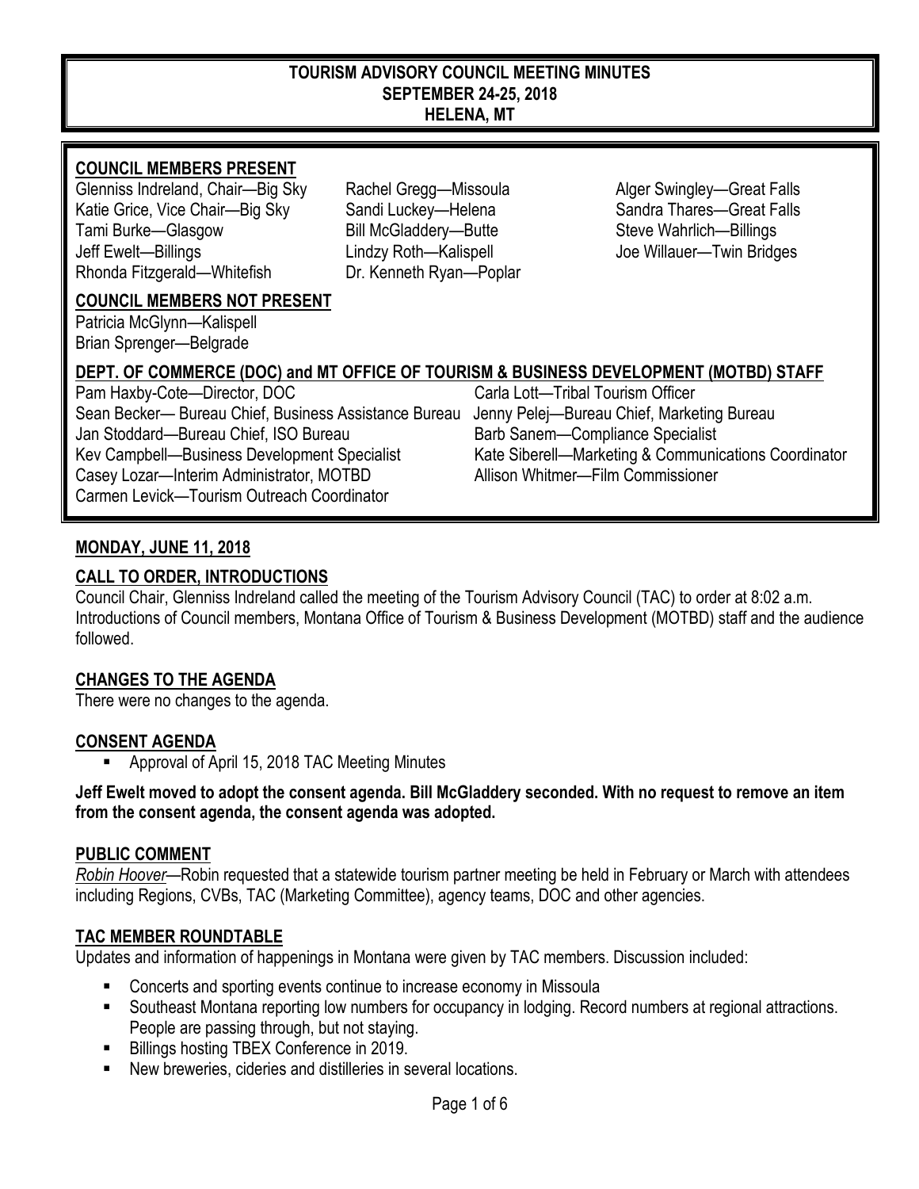# TOURISM ADVISORY COUNCIL MEETING MINUTES
## SEPTEMBER 24-25, 2018
## HELENA, MT

**COUNCIL MEMBERS PRESENT**

Glenniss Indreland, Chair—Big Sky
Katie Grice, Vice Chair—Big Sky
Tami Burke—Glasgow
Jeff Ewelt—Billings
Rhonda Fitzgerald—Whitefish
Rachel Gregg—Missoula
Sandi Luckey—Helena
Bill McGladdery—Butte
Lindzy Roth—Kalispell
Dr. Kenneth Ryan—Poplar
Alger Swingley—Great Falls
Sandra Thares—Great Falls
Steve Wahrlich—Billings
Joe Willauer—Twin Bridges

**COUNCIL MEMBERS NOT PRESENT**

Patricia McGlynn—Kalispell
Brian Sprenger—Belgrade

**DEPT. OF COMMERCE (DOC) and MT OFFICE OF TOURISM & BUSINESS DEVELOPMENT (MOTBD) STAFF**

Pam Haxby-Cote—Director, DOC
Sean Becker— Bureau Chief, Business Assistance Bureau
Jan Stoddard—Bureau Chief, ISO Bureau
Kev Campbell—Business Development Specialist
Casey Lozar—Interim Administrator, MOTBD
Carmen Levick—Tourism Outreach Coordinator
Carla Lott—Tribal Tourism Officer
Jenny Pelej—Bureau Chief, Marketing Bureau
Barb Sanem—Compliance Specialist
Kate Siberell—Marketing & Communications Coordinator
Allison Whitmer—Film Commissioner

**MONDAY, JUNE 11, 2018**

**CALL TO ORDER, INTRODUCTIONS**

Council Chair, Glenniss Indreland called the meeting of the Tourism Advisory Council (TAC) to order at 8:02 a.m. Introductions of Council members, Montana Office of Tourism & Business Development (MOTBD) staff and the audience followed.

**CHANGES TO THE AGENDA**

There were no changes to the agenda.

**CONSENT AGENDA**

- Approval of April 15, 2018 TAC Meeting Minutes

**Jeff Ewelt moved to adopt the consent agenda. Bill McGladdery seconded. With no request to remove an item from the consent agenda, the consent agenda was adopted.**

**PUBLIC COMMENT**

*Robin Hoover*—Robin requested that a statewide tourism partner meeting be held in February or March with attendees including Regions, CVBs, TAC (Marketing Committee), agency teams, DOC and other agencies.

**TAC MEMBER ROUNDTABLE**

Updates and information of happenings in Montana were given by TAC members. Discussion included:

- Concerts and sporting events continue to increase economy in Missoula
- Southeast Montana reporting low numbers for occupancy in lodging. Record numbers at regional attractions. People are passing through, but not staying.
- Billings hosting TBEX Conference in 2019.
- New breweries, cideries and distilleries in several locations.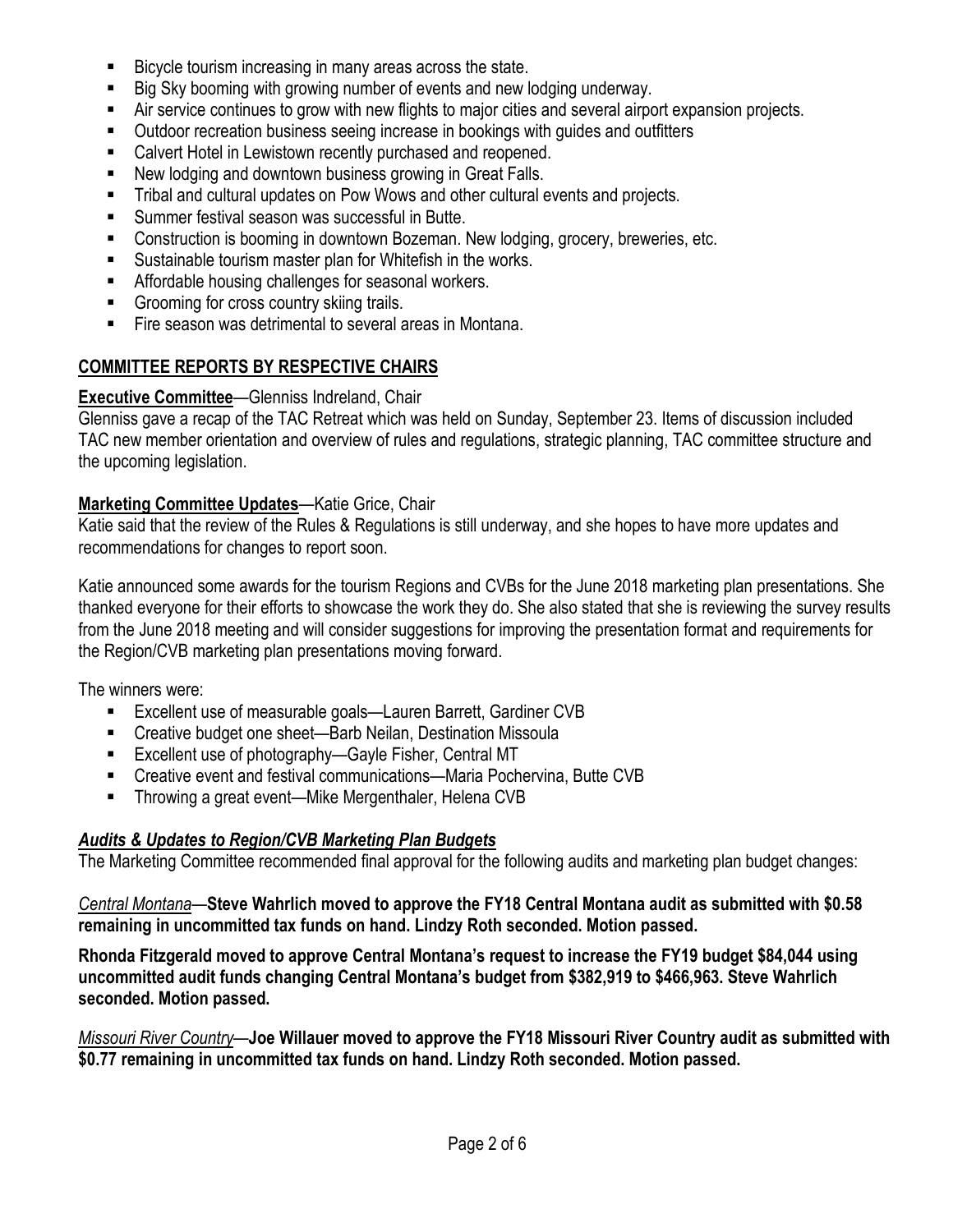- Bicycle tourism increasing in many areas across the state.
- Big Sky booming with growing number of events and new lodging underway.
- Air service continues to grow with new flights to major cities and several airport expansion projects.
- Outdoor recreation business seeing increase in bookings with guides and outfitters
- Calvert Hotel in Lewistown recently purchased and reopened.
- New lodging and downtown business growing in Great Falls.
- Tribal and cultural updates on Pow Wows and other cultural events and projects.
- Summer festival season was successful in Butte.
- Construction is booming in downtown Bozeman. New lodging, grocery, breweries, etc.
- Sustainable tourism master plan for Whitefish in the works.
- Affordable housing challenges for seasonal workers.
- Grooming for cross country skiing trails.
- Fire season was detrimental to several areas in Montana.

## COMMITTEE REPORTS BY RESPECTIVE CHAIRS

**Executive Committee**—Glenniss Indreland, Chair

Glenniss gave a recap of the TAC Retreat which was held on Sunday, September 23. Items of discussion included TAC new member orientation and overview of rules and regulations, strategic planning, TAC committee structure and the upcoming legislation.

**Marketing Committee Updates**—Katie Grice, Chair

Katie said that the review of the Rules & Regulations is still underway, and she hopes to have more updates and recommendations for changes to report soon.

Katie announced some awards for the tourism Regions and CVBs for the June 2018 marketing plan presentations. She thanked everyone for their efforts to showcase the work they do. She also stated that she is reviewing the survey results from the June 2018 meeting and will consider suggestions for improving the presentation format and requirements for the Region/CVB marketing plan presentations moving forward.

The winners were:

- Excellent use of measurable goals—Lauren Barrett, Gardiner CVB
- Creative budget one sheet—Barb Neilan, Destination Missoula
- Excellent use of photography—Gayle Fisher, Central MT
- Creative event and festival communications—Maria Pochervina, Butte CVB
- Throwing a great event—Mike Mergenthaler, Helena CVB

### *Audits & Updates to Region/CVB Marketing Plan Budgets*

The Marketing Committee recommended final approval for the following audits and marketing plan budget changes:

*Central Montana*—**Steve Wahrlich moved to approve the FY18 Central Montana audit as submitted with $0.58 remaining in uncommitted tax funds on hand. Lindzy Roth seconded. Motion passed.**

**Rhonda Fitzgerald moved to approve Central Montana's request to increase the FY19 budget $84,044 using uncommitted audit funds changing Central Montana's budget from $382,919 to $466,963. Steve Wahrlich seconded. Motion passed.**

*Missouri River Country*—**Joe Willauer moved to approve the FY18 Missouri River Country audit as submitted with $0.77 remaining in uncommitted tax funds on hand. Lindzy Roth seconded. Motion passed.**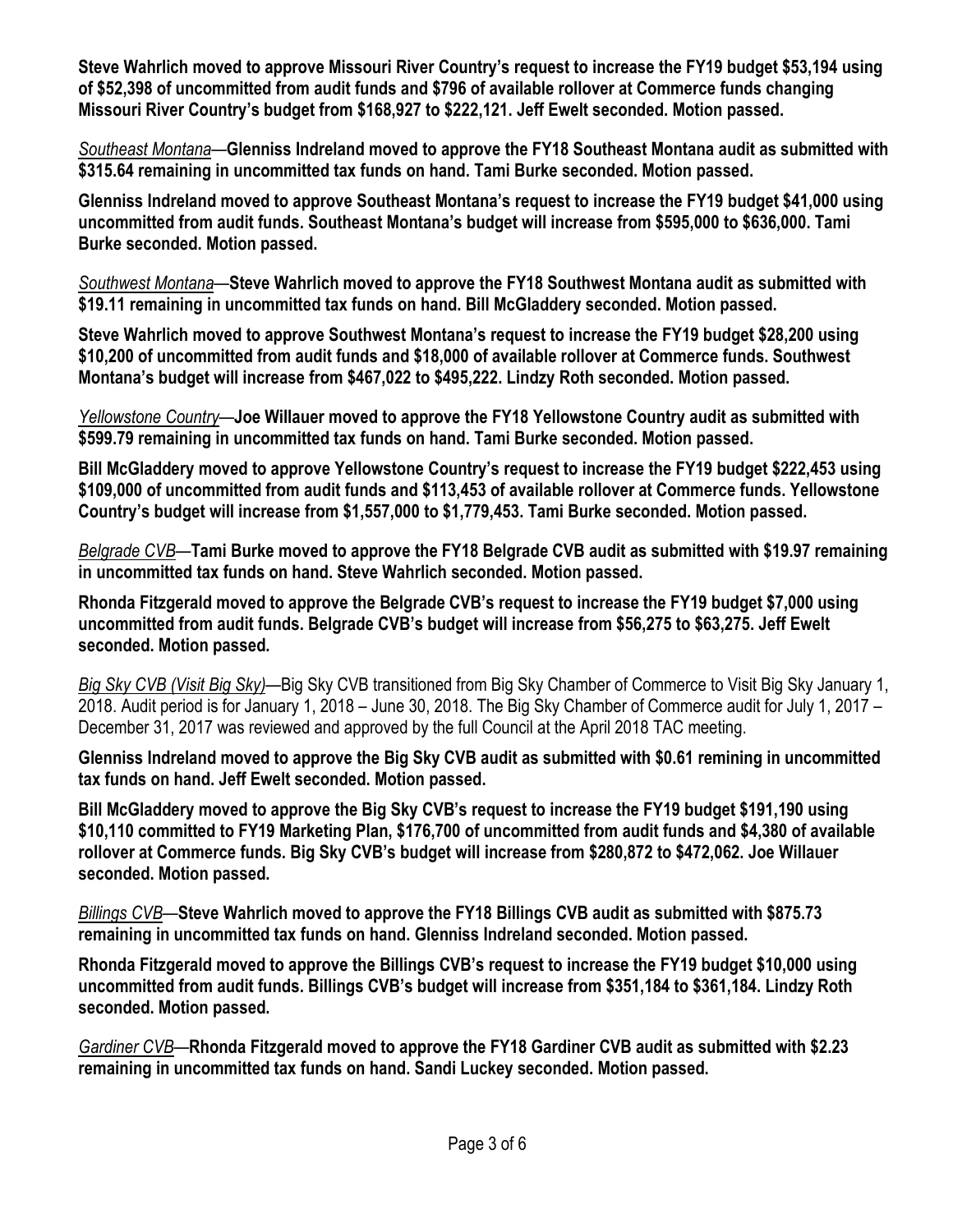**Steve Wahrlich moved to approve Missouri River Country's request to increase the FY19 budget $53,194 using of $52,398 of uncommitted from audit funds and $796 of available rollover at Commerce funds changing Missouri River Country's budget from $168,927 to $222,121. Jeff Ewelt seconded. Motion passed.**

*Southeast Montana*—**Glenniss Indreland moved to approve the FY18 Southeast Montana audit as submitted with $315.64 remaining in uncommitted tax funds on hand. Tami Burke seconded. Motion passed.**

**Glenniss Indreland moved to approve Southeast Montana's request to increase the FY19 budget $41,000 using uncommitted from audit funds. Southeast Montana's budget will increase from $595,000 to $636,000. Tami Burke seconded. Motion passed.**

*Southwest Montana*—**Steve Wahrlich moved to approve the FY18 Southwest Montana audit as submitted with $19.11 remaining in uncommitted tax funds on hand. Bill McGladdery seconded. Motion passed.**

**Steve Wahrlich moved to approve Southwest Montana's request to increase the FY19 budget $28,200 using $10,200 of uncommitted from audit funds and $18,000 of available rollover at Commerce funds. Southwest Montana's budget will increase from $467,022 to $495,222. Lindzy Roth seconded. Motion passed.**

*Yellowstone Country*—**Joe Willauer moved to approve the FY18 Yellowstone Country audit as submitted with $599.79 remaining in uncommitted tax funds on hand. Tami Burke seconded. Motion passed.**

**Bill McGladdery moved to approve Yellowstone Country's request to increase the FY19 budget $222,453 using $109,000 of uncommitted from audit funds and $113,453 of available rollover at Commerce funds. Yellowstone Country's budget will increase from $1,557,000 to $1,779,453. Tami Burke seconded. Motion passed.**

*Belgrade CVB*—**Tami Burke moved to approve the FY18 Belgrade CVB audit as submitted with $19.97 remaining in uncommitted tax funds on hand. Steve Wahrlich seconded. Motion passed.**

**Rhonda Fitzgerald moved to approve the Belgrade CVB's request to increase the FY19 budget $7,000 using uncommitted from audit funds. Belgrade CVB's budget will increase from $56,275 to $63,275. Jeff Ewelt seconded. Motion passed.**

*Big Sky CVB (Visit Big Sky)*—Big Sky CVB transitioned from Big Sky Chamber of Commerce to Visit Big Sky January 1, 2018. Audit period is for January 1, 2018 – June 30, 2018. The Big Sky Chamber of Commerce audit for July 1, 2017 – December 31, 2017 was reviewed and approved by the full Council at the April 2018 TAC meeting.

**Glenniss Indreland moved to approve the Big Sky CVB audit as submitted with $0.61 remining in uncommitted tax funds on hand. Jeff Ewelt seconded. Motion passed.**

**Bill McGladdery moved to approve the Big Sky CVB's request to increase the FY19 budget $191,190 using $10,110 committed to FY19 Marketing Plan, $176,700 of uncommitted from audit funds and $4,380 of available rollover at Commerce funds. Big Sky CVB's budget will increase from $280,872 to $472,062. Joe Willauer seconded. Motion passed.**

*Billings CVB*—**Steve Wahrlich moved to approve the FY18 Billings CVB audit as submitted with $875.73 remaining in uncommitted tax funds on hand. Glenniss Indreland seconded. Motion passed.**

**Rhonda Fitzgerald moved to approve the Billings CVB's request to increase the FY19 budget $10,000 using uncommitted from audit funds. Billings CVB's budget will increase from $351,184 to $361,184. Lindzy Roth seconded. Motion passed.**

*Gardiner CVB*—**Rhonda Fitzgerald moved to approve the FY18 Gardiner CVB audit as submitted with $2.23 remaining in uncommitted tax funds on hand. Sandi Luckey seconded. Motion passed.**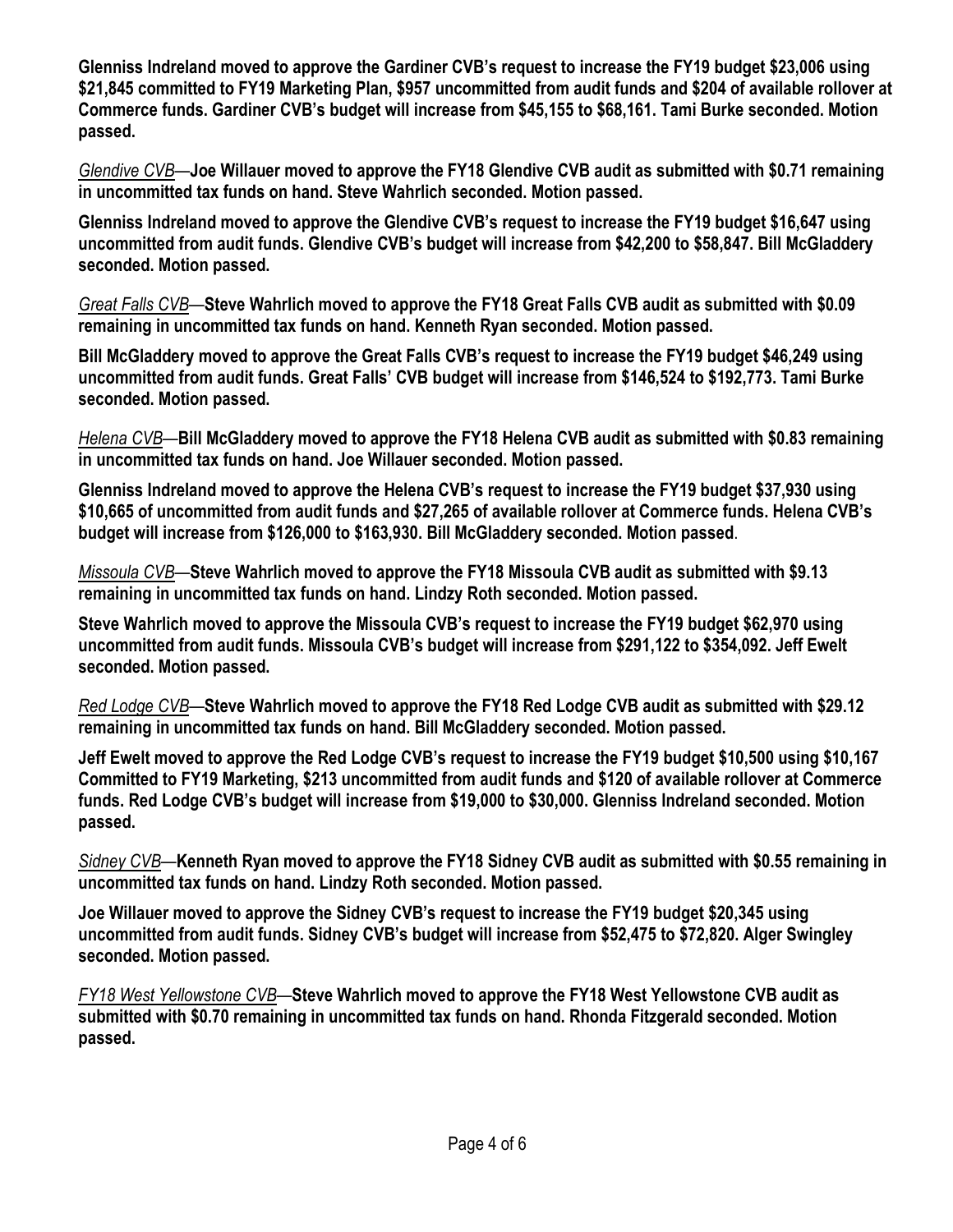**Glenniss Indreland moved to approve the Gardiner CVB's request to increase the FY19 budget $23,006 using $21,845 committed to FY19 Marketing Plan, $957 uncommitted from audit funds and $204 of available rollover at Commerce funds. Gardiner CVB's budget will increase from $45,155 to $68,161. Tami Burke seconded. Motion passed.**

*Glendive CVB*—**Joe Willauer moved to approve the FY18 Glendive CVB audit as submitted with $0.71 remaining in uncommitted tax funds on hand. Steve Wahrlich seconded. Motion passed.**

**Glenniss Indreland moved to approve the Glendive CVB's request to increase the FY19 budget $16,647 using uncommitted from audit funds. Glendive CVB's budget will increase from $42,200 to $58,847. Bill McGladdery seconded. Motion passed.**

*Great Falls CVB*—**Steve Wahrlich moved to approve the FY18 Great Falls CVB audit as submitted with $0.09 remaining in uncommitted tax funds on hand. Kenneth Ryan seconded. Motion passed.**

**Bill McGladdery moved to approve the Great Falls CVB's request to increase the FY19 budget $46,249 using uncommitted from audit funds. Great Falls' CVB budget will increase from $146,524 to $192,773. Tami Burke seconded. Motion passed.**

*Helena CVB*—**Bill McGladdery moved to approve the FY18 Helena CVB audit as submitted with $0.83 remaining in uncommitted tax funds on hand. Joe Willauer seconded. Motion passed.**

**Glenniss Indreland moved to approve the Helena CVB's request to increase the FY19 budget $37,930 using $10,665 of uncommitted from audit funds and $27,265 of available rollover at Commerce funds. Helena CVB's budget will increase from $126,000 to $163,930. Bill McGladdery seconded. Motion passed**.

*Missoula CVB*—**Steve Wahrlich moved to approve the FY18 Missoula CVB audit as submitted with $9.13 remaining in uncommitted tax funds on hand. Lindzy Roth seconded. Motion passed.**

**Steve Wahrlich moved to approve the Missoula CVB's request to increase the FY19 budget $62,970 using uncommitted from audit funds. Missoula CVB's budget will increase from $291,122 to $354,092. Jeff Ewelt seconded. Motion passed.**

*Red Lodge CVB*—**Steve Wahrlich moved to approve the FY18 Red Lodge CVB audit as submitted with $29.12 remaining in uncommitted tax funds on hand. Bill McGladdery seconded. Motion passed.**

**Jeff Ewelt moved to approve the Red Lodge CVB's request to increase the FY19 budget $10,500 using $10,167 Committed to FY19 Marketing, $213 uncommitted from audit funds and $120 of available rollover at Commerce funds. Red Lodge CVB's budget will increase from $19,000 to $30,000. Glenniss Indreland seconded. Motion passed.**

*Sidney CVB*—**Kenneth Ryan moved to approve the FY18 Sidney CVB audit as submitted with $0.55 remaining in uncommitted tax funds on hand. Lindzy Roth seconded. Motion passed.**

**Joe Willauer moved to approve the Sidney CVB's request to increase the FY19 budget $20,345 using uncommitted from audit funds. Sidney CVB's budget will increase from $52,475 to $72,820. Alger Swingley seconded. Motion passed.**

*FY18 West Yellowstone CVB*—**Steve Wahrlich moved to approve the FY18 West Yellowstone CVB audit as submitted with $0.70 remaining in uncommitted tax funds on hand. Rhonda Fitzgerald seconded. Motion passed.**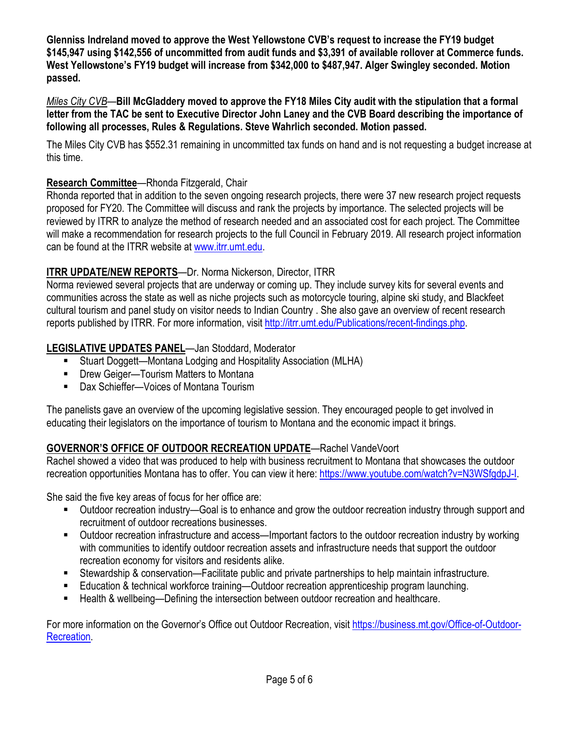**Glenniss Indreland moved to approve the West Yellowstone CVB's request to increase the FY19 budget $145,947 using $142,556 of uncommitted from audit funds and $3,391 of available rollover at Commerce funds. West Yellowstone's FY19 budget will increase from $342,000 to $487,947. Alger Swingley seconded. Motion passed.**

*Miles City CVB*—**Bill McGladdery moved to approve the FY18 Miles City audit with the stipulation that a formal letter from the TAC be sent to Executive Director John Laney and the CVB Board describing the importance of following all processes, Rules & Regulations. Steve Wahrlich seconded. Motion passed.**

The Miles City CVB has $552.31 remaining in uncommitted tax funds on hand and is not requesting a budget increase at this time.

**Research Committee**—Rhonda Fitzgerald, Chair
Rhonda reported that in addition to the seven ongoing research projects, there were 37 new research project requests proposed for FY20. The Committee will discuss and rank the projects by importance. The selected projects will be reviewed by ITRR to analyze the method of research needed and an associated cost for each project. The Committee will make a recommendation for research projects to the full Council in February 2019. All research project information can be found at the ITRR website at www.itrr.umt.edu.

**ITRR UPDATE/NEW REPORTS**—Dr. Norma Nickerson, Director, ITRR
Norma reviewed several projects that are underway or coming up. They include survey kits for several events and communities across the state as well as niche projects such as motorcycle touring, alpine ski study, and Blackfeet cultural tourism and panel study on visitor needs to Indian Country . She also gave an overview of recent research reports published by ITRR. For more information, visit http://itrr.umt.edu/Publications/recent-findings.php.

**LEGISLATIVE UPDATES PANEL**—Jan Stoddard, Moderator

- Stuart Doggett—Montana Lodging and Hospitality Association (MLHA)
- Drew Geiger—Tourism Matters to Montana
- Dax Schieffer—Voices of Montana Tourism

The panelists gave an overview of the upcoming legislative session. They encouraged people to get involved in educating their legislators on the importance of tourism to Montana and the economic impact it brings.

**GOVERNOR'S OFFICE OF OUTDOOR RECREATION UPDATE**—Rachel VandeVoort
Rachel showed a video that was produced to help with business recruitment to Montana that showcases the outdoor recreation opportunities Montana has to offer. You can view it here: https://www.youtube.com/watch?v=N3WSfgdpJ-I.

She said the five key areas of focus for her office are:

- Outdoor recreation industry—Goal is to enhance and grow the outdoor recreation industry through support and recruitment of outdoor recreations businesses.
- Outdoor recreation infrastructure and access—Important factors to the outdoor recreation industry by working with communities to identify outdoor recreation assets and infrastructure needs that support the outdoor recreation economy for visitors and residents alike.
- Stewardship & conservation—Facilitate public and private partnerships to help maintain infrastructure.
- Education & technical workforce training—Outdoor recreation apprenticeship program launching.
- Health & wellbeing—Defining the intersection between outdoor recreation and healthcare.

For more information on the Governor's Office out Outdoor Recreation, visit https://business.mt.gov/Office-of-Outdoor-Recreation.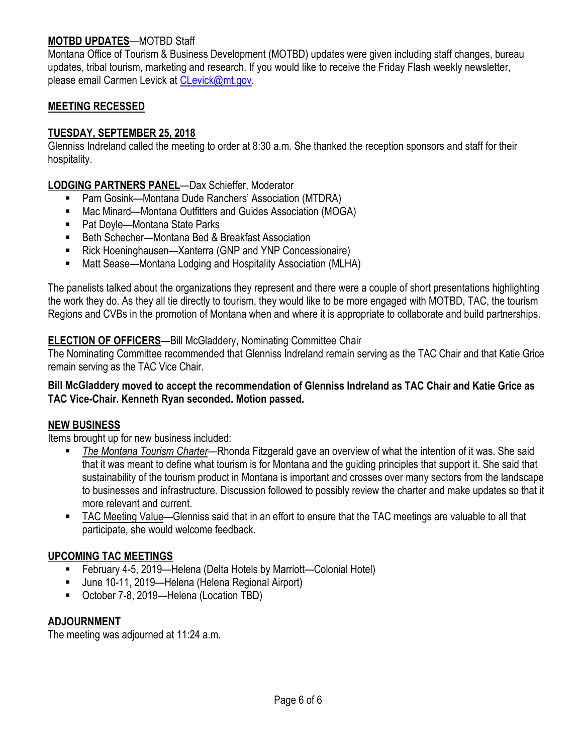**MOTBD UPDATES**—MOTBD Staff

Montana Office of Tourism & Business Development (MOTBD) updates were given including staff changes, bureau updates, tribal tourism, marketing and research. If you would like to receive the Friday Flash weekly newsletter, please email Carmen Levick at CLevick@mt.gov.

**MEETING RECESSED**

**TUESDAY, SEPTEMBER 25, 2018**

Glenniss Indreland called the meeting to order at 8:30 a.m. She thanked the reception sponsors and staff for their hospitality.

**LODGING PARTNERS PANEL**—Dax Schieffer, Moderator

- Pam Gosink—Montana Dude Ranchers' Association (MTDRA)
- Mac Minard—Montana Outfitters and Guides Association (MOGA)
- Pat Doyle—Montana State Parks
- Beth Schecher—Montana Bed & Breakfast Association
- Rick Hoeninghausen—Xanterra (GNP and YNP Concessionaire)
- Matt Sease—Montana Lodging and Hospitality Association (MLHA)

The panelists talked about the organizations they represent and there were a couple of short presentations highlighting the work they do. As they all tie directly to tourism, they would like to be more engaged with MOTBD, TAC, the tourism Regions and CVBs in the promotion of Montana when and where it is appropriate to collaborate and build partnerships.

**ELECTION OF OFFICERS**—Bill McGladdery, Nominating Committee Chair

The Nominating Committee recommended that Glenniss Indreland remain serving as the TAC Chair and that Katie Grice remain serving as the TAC Vice Chair.

**Bill McGladdery moved to accept the recommendation of Glenniss Indreland as TAC Chair and Katie Grice as TAC Vice-Chair. Kenneth Ryan seconded. Motion passed.**

**NEW BUSINESS**

Items brought up for new business included:

- *The Montana Tourism Charter*—Rhonda Fitzgerald gave an overview of what the intention of it was. She said that it was meant to define what tourism is for Montana and the guiding principles that support it. She said that sustainability of the tourism product in Montana is important and crosses over many sectors from the landscape to businesses and infrastructure. Discussion followed to possibly review the charter and make updates so that it more relevant and current.
- TAC Meeting Value—Glenniss said that in an effort to ensure that the TAC meetings are valuable to all that participate, she would welcome feedback.

**UPCOMING TAC MEETINGS**

- February 4-5, 2019—Helena (Delta Hotels by Marriott—Colonial Hotel)
- June 10-11, 2019—Helena (Helena Regional Airport)
- October 7-8, 2019—Helena (Location TBD)

**ADJOURNMENT**

The meeting was adjourned at 11:24 a.m.